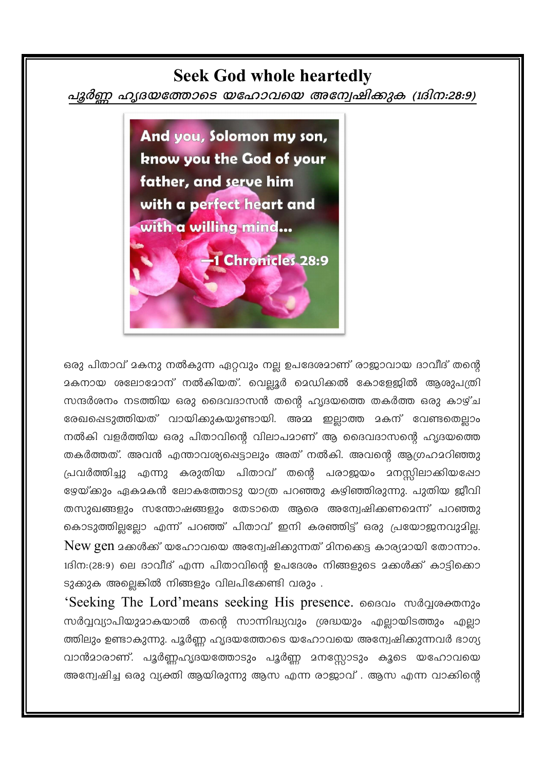# Seek God whole heartedly

## *പൂർണ്ണ ഹൃദയത്തോടെ യഹോവയെ അന്വേഷിക്കുക (1ദിന:28:9)*

ഒരു പിതാവ് മകനു നൽകുന്ന ഏറ്റവും നല്ല ഉപദേശമാണ് രാജാവായ ദാവീദ് തന്റെ മകനായ ശലോമോന് നൽകിയത്. വെല്ലൂർ മെഡിക്കൽ കോളേജിൽ ആശുപത്രി സന്ദർശനം നടത്തിയ ഒരു ദൈവദാസൻ തന്റെ ഹൃദയത്തെ തകർത്ത ഒരു കാഴ്ച രേഖപ്പെടുത്തിയത് വായിക്കുകയുണ്ടായി. അമ്മ ഇല്ലാത്ത മകന് വേണ്ടതെല്ലാം നൽകി വളർത്തിയ ഒരു പിതാവിന്റെ വിലാപമാണ് ആ ദൈവദാസന്റെ ഹൃദയത്തെ തകർത്തത്. അവൻ എന്താവശ്യപ്പെട്ടാലും അത് നൽകി. അവന്റെ ആഗ്രഹമറിഞ്ഞു പ്രവർത്തിച്ചു എന്നു കരുതിയ പിതാവ് തന്റെ പരാജയം മനസ്സിലാക്കിയപ്പോ ഴേയ്ക്കും ഏകമകൻ ലോകത്തോടു യാത്ര പറഞ്ഞു കഴിഞ്ഞിരുന്നു. പുതിയ ജീവിതസുഖങ്ങളും സന്തോഷങ്ങളും തേടാതെ ആരെ അന്വേഷിക്കണമെന്ന് പറഞ്ഞു കൊടുത്തില്ലല്ലോ എന്ന് പറഞ്ഞ് പിതാവ് ഇനി കരഞ്ഞിട്ട് ഒരു പ്രയോജനവുമില്ല. New gen മക്കൾക്ക് യഹോവയെ അന്വേഷിക്കുന്നത് മിനക്കെട്ട കാര്യമായി തോന്നാം. 1ദിന:(28:9) ലെ ദാവീദ് എന്ന പിതാവിന്റെ ഉപദേശം നിങ്ങളുടെ മക്കൾക്ക് കാട്ടിക്കൊടുക്കുക അല്ലെങ്കിൽ നിങ്ങളും വിലപിക്കേണ്ടി വരും .

'Seeking The Lord'means seeking His presence. ദൈവം സർവ്വശക്തനും സർവ്വവ്യാപിയുമാകയാൽ തന്റെ സാന്നിദ്ധ്യവും ശ്രദ്ധയും എല്ലായിടത്തും എല്ലാ ത്തിലും ഉണ്ടാകുന്നു. പൂർണ്ണ ഹൃദയത്തോടെ യഹോവയെ അന്വേഷിക്കുന്നവർ ഭാഗ്യവാൻമാരാണ്. പൂർണ്ണഹൃദയത്തോടും പൂർണ്ണ മനസ്സോടും കൂടെ യഹോവയെ അന്വേഷിച്ച ഒരു വ്യക്തി ആയിരുന്നു ആസ എന്ന രാജാവ് . ആസ എന്ന വാക്കിന്റെ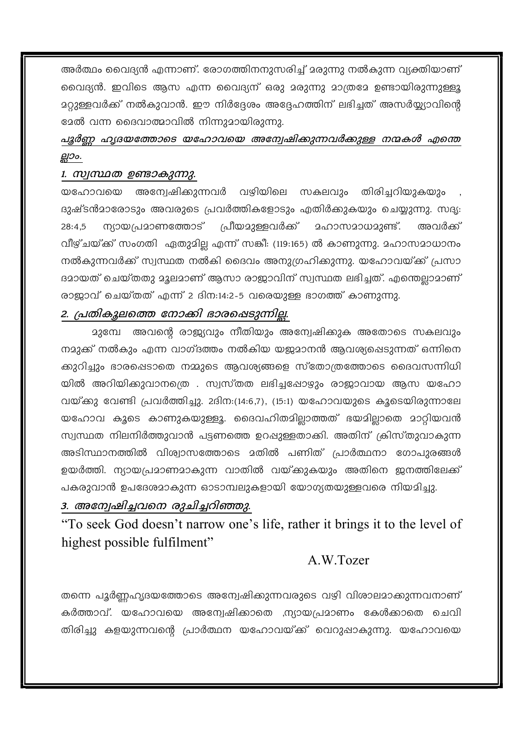അർത്ഥം വൈദ്യൻ എന്നാണ്. രോഗത്തിനനുസരിച്ച് മരുന്നു നൽകുന്ന വ്യക്തിയാണ് വൈദ്യൻ. ഇവിടെ ആസ എന്ന വൈദ്യന് ഒരു മരുന്നു മാത്രമേ ഉണ്ടായിരുന്നുള്ളൂ മറ്റുള്ളവർക്ക് നൽകുവാൻ. ഈ നിർദ്ദേശം അദ്ദേഹത്തിന് ലഭിച്ചത് അസർയ്യാവിന്റെ മേൽ വന്ന ദൈവാത്മാവിൽ നിന്നുമായിരുന്നു.

***പൂർണ്ണ ഹൃദയത്തോടെ യഹോവയെ അന്വേഷിക്കുന്നവർക്കുള്ള നന്മകൾ എന്തെല്ലാം.***

***1. സ്വസ്ഥത ഉണ്ടാകുന്നു.***

യഹോവയെ അന്വേഷിക്കുന്നവർ വഴിയിലെ സകലവും തിരിച്ചറിയുകയും , ദുഷ്ടൻമാരോടും അവരുടെ പ്രവർത്തികളോടും എതിർക്കുകയും ചെയ്യുന്നു. സദൃ: 28:4,5 ന്യായപ്രമാണത്തോട് പ്രീയമുള്ളവർക്ക് മഹാസമാധമുണ്ട്. അവർക്ക് വീഴ്ചയ്ക്ക് സംഗതി ഏതുമില്ല എന്ന് സങ്കീ: (119:165) ൽ കാണുന്നു. മഹാസമാധാനം നൽകുന്നവർക്ക് സ്വസ്ഥത നൽകി ദൈവം അനുഗ്രഹിക്കുന്നു. യഹോവയ്ക്ക് പ്രസാദമായത് ചെയ്തതു മൂലമാണ് ആസാ രാജാവിന് സ്വസ്ഥത ലഭിച്ചത്. എന്തെല്ലാമാണ് രാജാവ് ചെയ്തത് എന്ന് 2 ദിന:14:2-5 വരെയുള്ള ഭാഗത്ത് കാണുന്നു.

***2. പ്രതികൂലത്തെ നോക്കി ഭാരപ്പെടുന്നില്ല.***

മുമ്പേ അവന്റെ രാജ്യവും നീതിയും അന്വേഷിക്കുക അതോടെ സകലവും നമുക്ക് നൽകും എന്ന വാഗ്ദത്തം നൽകിയ യജമാനൻ ആവശ്യപ്പെടുന്നത് ഒന്നിനെക്കുറിച്ചും ഭാരപ്പെടാതെ നമ്മുടെ ആവശ്യങ്ങളെ സ്തോത്രത്തോടെ ദൈവസന്നിധിയിൽ അറിയിക്കുവാനത്രെ . സ്വസ്തത ലഭിച്ചപ്പോഴും രാജാവായ ആസ യഹോവയ്ക്കു വേണ്ടി പ്രവർത്തിച്ചു. 2ദിന:(14:6,7), (15:1) യഹോവയുടെ കൂടെയിരുന്നാലേ യഹോവ കൂടെ കാണുകയുള്ളൂ. ദൈവഹിതമില്ലാത്തത് ഭയമില്ലാതെ മാറ്റിയവൻ സ്വസ്ഥത നിലനിർത്തുവാൻ പട്ടണത്തെ ഉറപ്പുള്ളതാക്കി. അതിന് ക്രിസ്തുവാകുന്ന അടിസ്ഥാനത്തിൽ വിശ്വാസത്തോടെ മതിൽ പണിത് പ്രാർത്ഥനാ ഗോപുരങ്ങൾ ഉയർത്തി. ന്യായപ്രമാണമാകുന്ന വാതിൽ വയ്ക്കുകയും അതിനെ ജനത്തിലേക്ക് പകരുവാൻ ഉപദേശമാകുന്ന ഓടാമ്പലുകളായി യോഗ്യതയുള്ളവരെ നിയമിച്ചു.

***3. അന്വേഷിച്ചവനെ രുചിച്ചറിഞ്ഞു.***

"To seek God doesn't narrow one's life, rather it brings it to the level of highest possible fulfilment"

A.W.Tozer

തന്നെ പൂർണ്ണഹൃദയത്തോടെ അന്വേഷിക്കുന്നവരുടെ വഴി വിശാലമാക്കുന്നവനാണ് കർത്താവ്. യഹോവയെ അന്വേഷിക്കാതെ ,ന്യായപ്രമാണം കേൾക്കാതെ ചെവി തിരിച്ചു കളയുന്നവന്റെ പ്രാർത്ഥന യഹോവയ്ക്ക് വെറുപ്പാകുന്നു. യഹോവയെ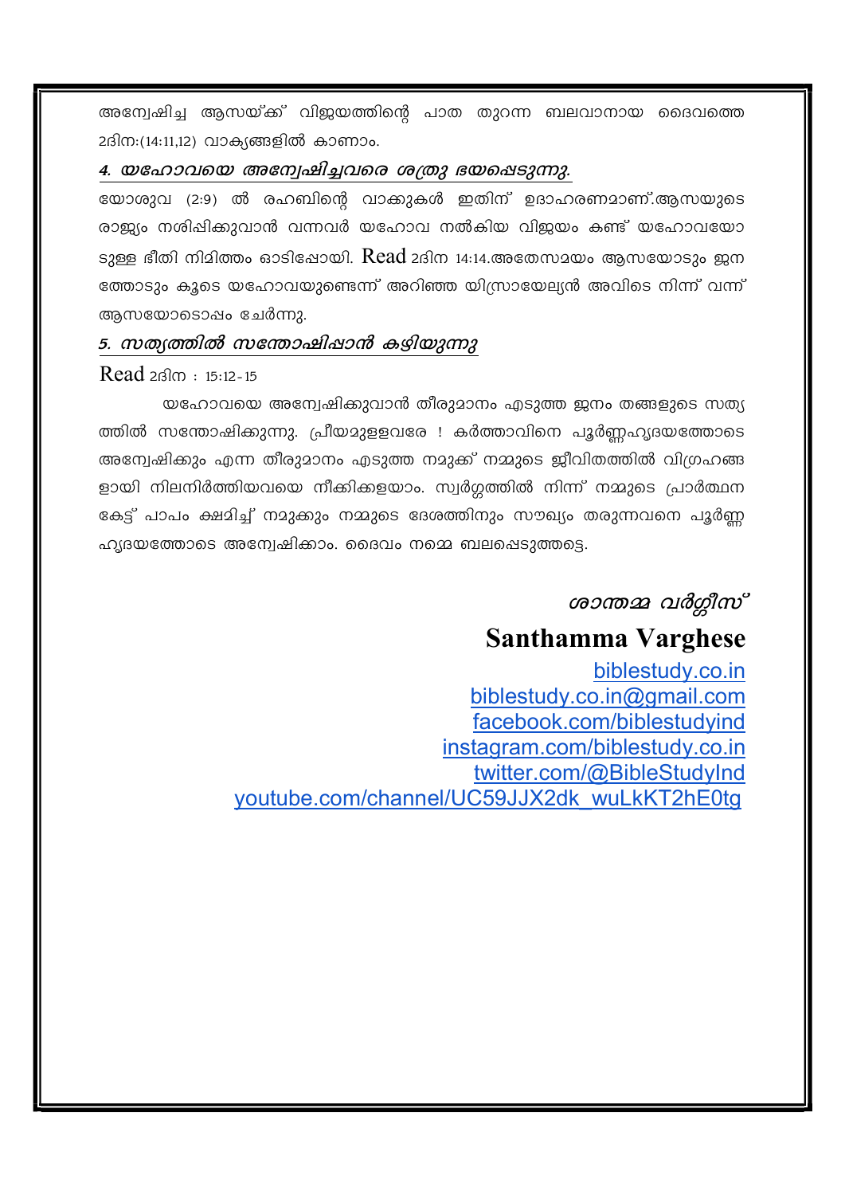അന്വേഷിച്ച ആസയ്ക്ക് വിജയത്തിന്റെ പാത തുറന്ന ബലവാനായ ദൈവത്തെ 2ദിന:(14:11,12) വാക്യങ്ങളിൽ കാണാം.

### *4. യഹോവയെ അന്വേഷിച്ചവരെ ശത്രു ഭയപ്പെടുന്നു.*

യോശുവ (2:9) ൽ രഹബിന്റെ വാക്കുകൾ ഇതിന് ഉദാഹരണമാണ്.ആസയുടെ രാജ്യം നശിപ്പിക്കുവാൻ വന്നവർ യഹോവ നൽകിയ വിജയം കണ്ട് യഹോവയോടുള്ള ഭീതി നിമിത്തം ഓടിപ്പോയി. Read 2ദിന 14:14.അതേസമയം ആസയോടും ജനത്തോടും കൂടെ യഹോവയുണ്ടെന്ന് അറിഞ്ഞ യിസ്രായേല്യർ അവിടെ നിന്ന് വന്ന് ആസയോടൊപ്പം ചേർന്നു.

### *5. സത്യത്തിൽ സന്തോഷിപ്പാൻ കഴിയുന്നു*

Read 2ദിന : 15:12-15

യഹോവയെ അന്വേഷിക്കുവാൻ തീരുമാനം എടുത്ത ജനം തങ്ങളുടെ സത്യത്തിൽ സന്തോഷിക്കുന്നു. പ്രീയമുളളവരേ ! കർത്താവിനെ പൂർണ്ണഹൃദയത്തോടെ അന്വേഷിക്കും എന്ന തീരുമാനം എടുത്ത നമുക്ക് നമ്മുടെ ജീവിതത്തിൽ വിഗ്രഹങ്ങളായി നിലനിർത്തിയവയെ നീക്കിക്കളയാം. സ്വർഗ്ഗത്തിൽ നിന്ന് നമ്മുടെ പ്രാർത്ഥന കേട്ട് പാപം ക്ഷമിച്ച് നമുക്കും നമ്മുടെ ദേശത്തിനും സൗഖ്യം തരുന്നവനെ പൂർണ്ണ ഹൃദയത്തോടെ അന്വേഷിക്കാം. ദൈവം നമ്മെ ബലപ്പെടുത്തട്ടെ.

*ശാന്തമ്മ വർഗ്ഗീസ്*

**Santhamma Varghese**

biblestudy.co.in
biblestudy.co.in@gmail.com
facebook.com/biblestudyind
instagram.com/biblestudy.co.in
twitter.com/@BibleStudyInd
youtube.com/channel/UC59JJX2dk_wuLkKT2hE0tg